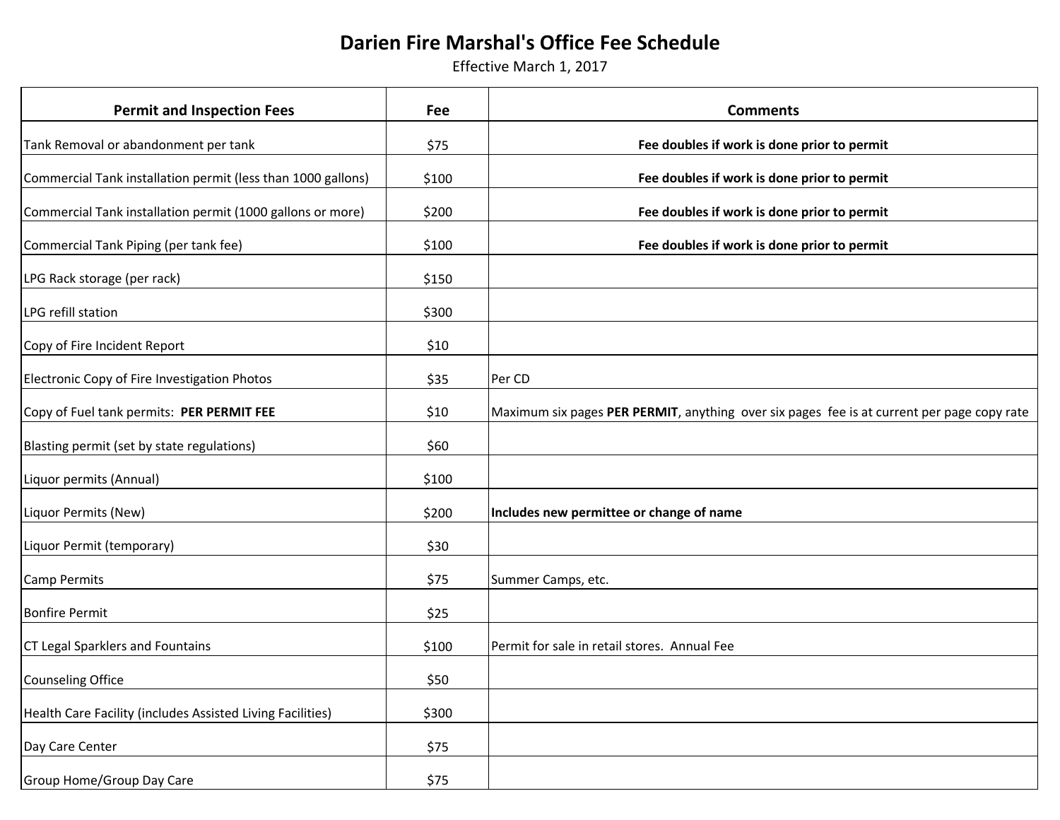# Darien Fire Marshal's Office Fee Schedule

Effective March 1, 2017

| Permit and Inspection Fees | Fee | Comments |
|---|---|---|
| Tank Removal or abandonment per tank | $75 | **Fee doubles if work is done prior to permit** |
| Commercial Tank installation permit (less than 1000 gallons) | $100 | **Fee doubles if work is done prior to permit** |
| Commercial Tank installation permit (1000 gallons or more) | $200 | **Fee doubles if work is done prior to permit** |
| Commercial Tank Piping (per tank fee) | $100 | **Fee doubles if work is done prior to permit** |
| LPG Rack storage (per rack) | $150 | |
| LPG refill station | $300 | |
| Copy of Fire Incident Report | $10 | |
| Electronic Copy of Fire Investigation Photos | $35 | Per CD |
| Copy of Fuel tank permits: **PER PERMIT FEE** | $10 | Maximum six pages **PER PERMIT**, anything over six pages fee is at current per page copy rate |
| Blasting permit (set by state regulations) | $60 | |
| Liquor permits (Annual) | $100 | |
| Liquor Permits (New) | $200 | **Includes new permittee or change of name** |
| Liquor Permit (temporary) | $30 | |
| Camp Permits | $75 | Summer Camps, etc. |
| Bonfire Permit | $25 | |
| CT Legal Sparklers and Fountains | $100 | Permit for sale in retail stores. Annual Fee |
| Counseling Office | $50 | |
| Health Care Facility (includes Assisted Living Facilities) | $300 | |
| Day Care Center | $75 | |
| Group Home/Group Day Care | $75 | |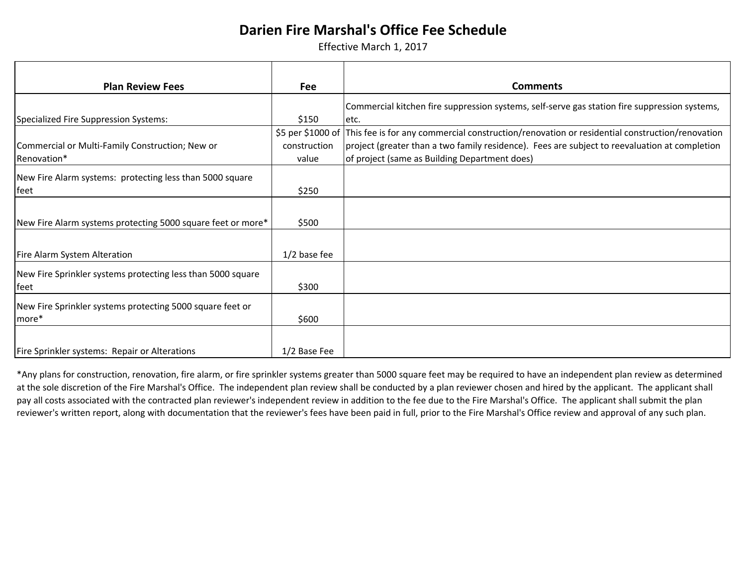# Darien Fire Marshal's Office Fee Schedule

Effective March 1, 2017

| Plan Review Fees | Fee | Comments |
|---|---|---|
| Specialized Fire Suppression Systems: | $150 | Commercial kitchen fire suppression systems, self-serve gas station fire suppression systems, etc. |
| Commercial or Multi-Family Construction; New or Renovation* | $5 per $1000 of construction value | This fee is for any commercial construction/renovation or residential construction/renovation project (greater than a two family residence). Fees are subject to reevaluation at completion of project (same as Building Department does) |
| New Fire Alarm systems: protecting less than 5000 square feet | $250 | |
| New Fire Alarm systems protecting 5000 square feet or more* | $500 | |
| Fire Alarm System Alteration | 1/2 base fee | |
| New Fire Sprinkler systems protecting less than 5000 square feet | $300 | |
| New Fire Sprinkler systems protecting 5000 square feet or more* | $600 | |
| Fire Sprinkler systems: Repair or Alterations | 1/2 Base Fee | |

*Any plans for construction, renovation, fire alarm, or fire sprinkler systems greater than 5000 square feet may be required to have an independent plan review as determined at the sole discretion of the Fire Marshal's Office. The independent plan review shall be conducted by a plan reviewer chosen and hired by the applicant. The applicant shall pay all costs associated with the contracted plan reviewer's independent review in addition to the fee due to the Fire Marshal's Office. The applicant shall submit the plan reviewer's written report, along with documentation that the reviewer's fees have been paid in full, prior to the Fire Marshal's Office review and approval of any such plan.